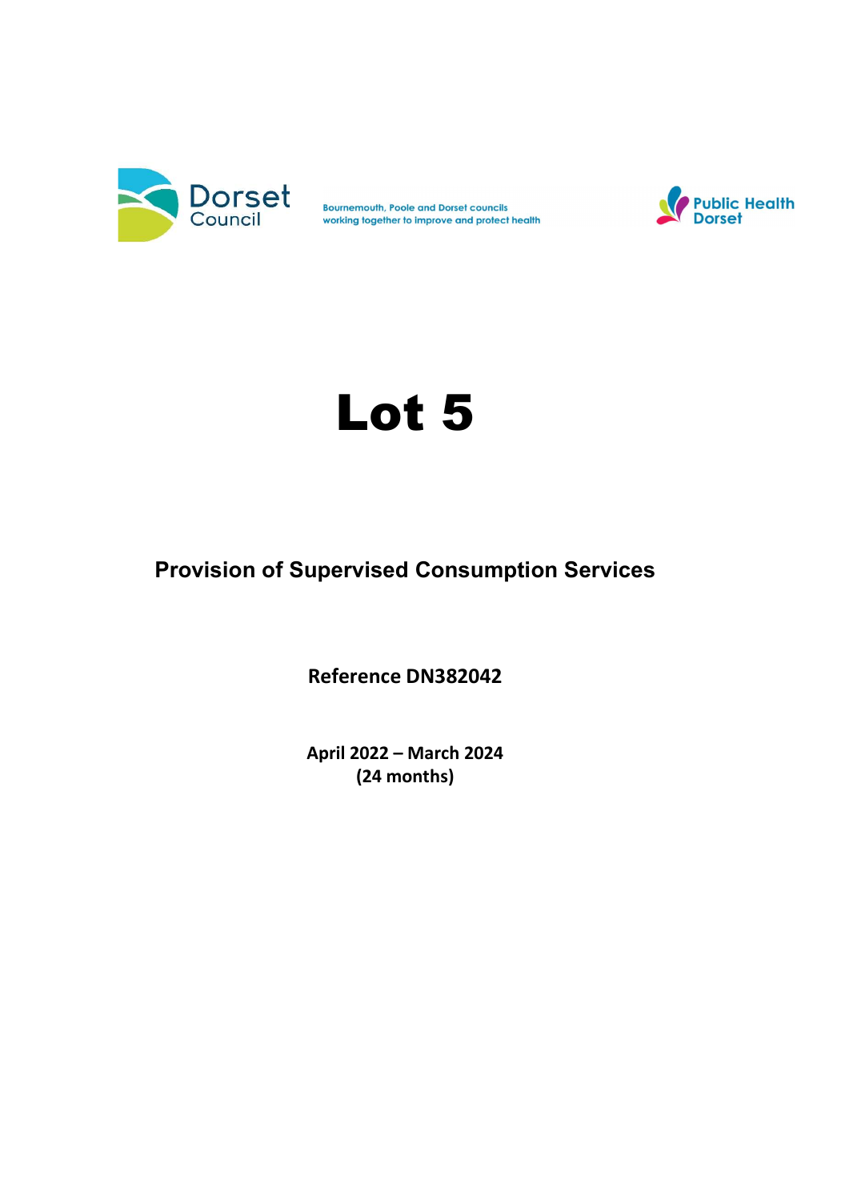Dorset Council

Bournemouth, Poole and Dorset councils working together to improve and protect health

Public Health Dorset

# Lot 5

## Provision of Supervised Consumption Services

**Reference DN382042**

**April 2022 – March 2024**
**(24 months)**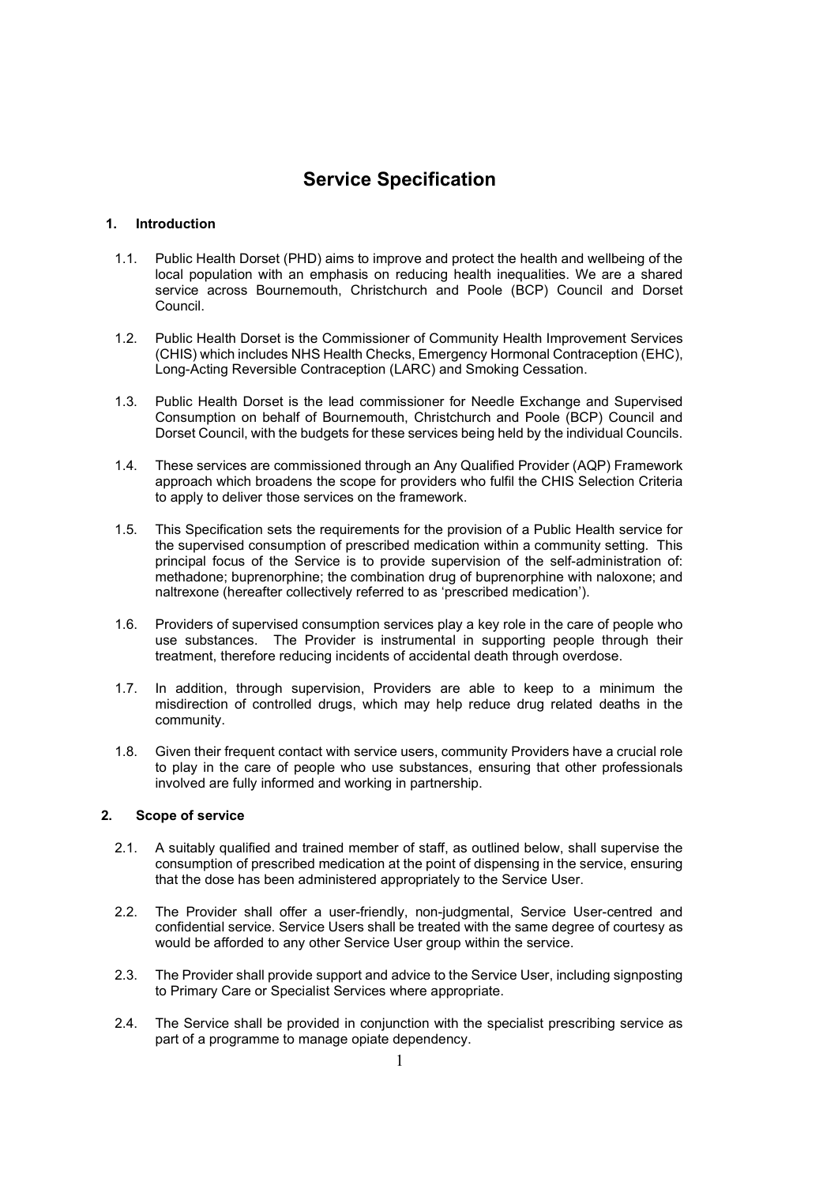# Service Specification

## 1. Introduction

1.1. Public Health Dorset (PHD) aims to improve and protect the health and wellbeing of the local population with an emphasis on reducing health inequalities. We are a shared service across Bournemouth, Christchurch and Poole (BCP) Council and Dorset Council.

1.2. Public Health Dorset is the Commissioner of Community Health Improvement Services (CHIS) which includes NHS Health Checks, Emergency Hormonal Contraception (EHC), Long-Acting Reversible Contraception (LARC) and Smoking Cessation.

1.3. Public Health Dorset is the lead commissioner for Needle Exchange and Supervised Consumption on behalf of Bournemouth, Christchurch and Poole (BCP) Council and Dorset Council, with the budgets for these services being held by the individual Councils.

1.4. These services are commissioned through an Any Qualified Provider (AQP) Framework approach which broadens the scope for providers who fulfil the CHIS Selection Criteria to apply to deliver those services on the framework.

1.5. This Specification sets the requirements for the provision of a Public Health service for the supervised consumption of prescribed medication within a community setting. This principal focus of the Service is to provide supervision of the self-administration of: methadone; buprenorphine; the combination drug of buprenorphine with naloxone; and naltrexone (hereafter collectively referred to as 'prescribed medication').

1.6. Providers of supervised consumption services play a key role in the care of people who use substances. The Provider is instrumental in supporting people through their treatment, therefore reducing incidents of accidental death through overdose.

1.7. In addition, through supervision, Providers are able to keep to a minimum the misdirection of controlled drugs, which may help reduce drug related deaths in the community.

1.8. Given their frequent contact with service users, community Providers have a crucial role to play in the care of people who use substances, ensuring that other professionals involved are fully informed and working in partnership.

## 2. Scope of service

2.1. A suitably qualified and trained member of staff, as outlined below, shall supervise the consumption of prescribed medication at the point of dispensing in the service, ensuring that the dose has been administered appropriately to the Service User.

2.2. The Provider shall offer a user-friendly, non-judgmental, Service User-centred and confidential service. Service Users shall be treated with the same degree of courtesy as would be afforded to any other Service User group within the service.

2.3. The Provider shall provide support and advice to the Service User, including signposting to Primary Care or Specialist Services where appropriate.

2.4. The Service shall be provided in conjunction with the specialist prescribing service as part of a programme to manage opiate dependency.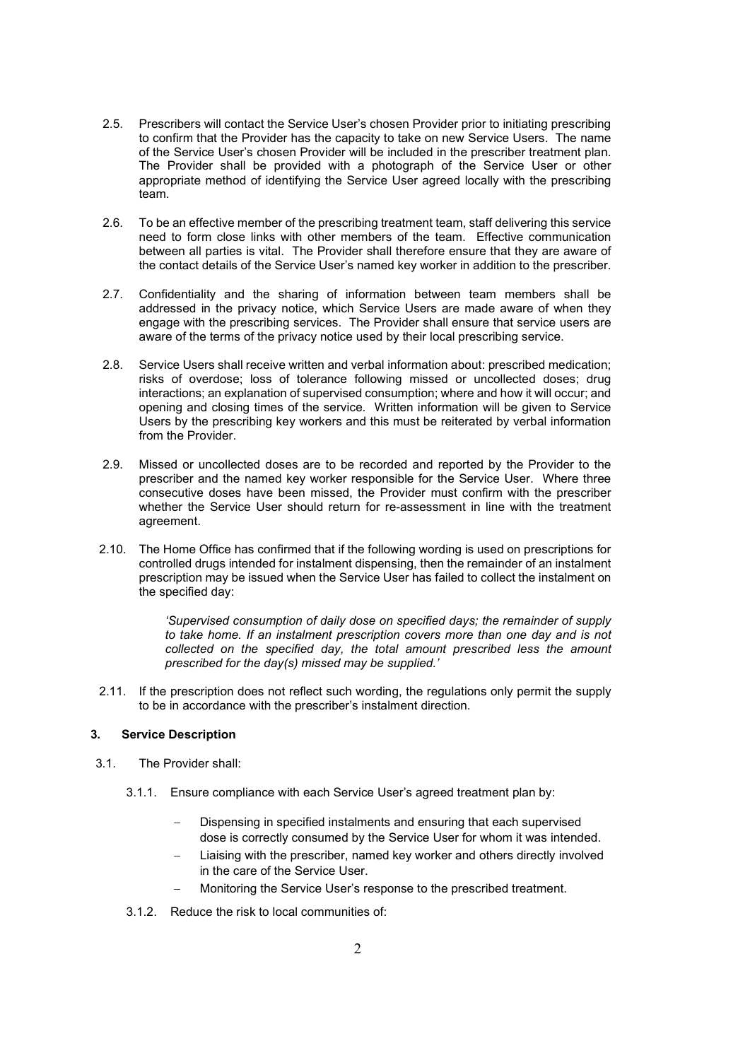2.5. Prescribers will contact the Service User's chosen Provider prior to initiating prescribing to confirm that the Provider has the capacity to take on new Service Users. The name of the Service User's chosen Provider will be included in the prescriber treatment plan. The Provider shall be provided with a photograph of the Service User or other appropriate method of identifying the Service User agreed locally with the prescribing team.

2.6. To be an effective member of the prescribing treatment team, staff delivering this service need to form close links with other members of the team. Effective communication between all parties is vital. The Provider shall therefore ensure that they are aware of the contact details of the Service User's named key worker in addition to the prescriber.

2.7. Confidentiality and the sharing of information between team members shall be addressed in the privacy notice, which Service Users are made aware of when they engage with the prescribing services. The Provider shall ensure that service users are aware of the terms of the privacy notice used by their local prescribing service.

2.8. Service Users shall receive written and verbal information about: prescribed medication; risks of overdose; loss of tolerance following missed or uncollected doses; drug interactions; an explanation of supervised consumption; where and how it will occur; and opening and closing times of the service. Written information will be given to Service Users by the prescribing key workers and this must be reiterated by verbal information from the Provider.

2.9. Missed or uncollected doses are to be recorded and reported by the Provider to the prescriber and the named key worker responsible for the Service User. Where three consecutive doses have been missed, the Provider must confirm with the prescriber whether the Service User should return for re-assessment in line with the treatment agreement.

2.10. The Home Office has confirmed that if the following wording is used on prescriptions for controlled drugs intended for instalment dispensing, then the remainder of an instalment prescription may be issued when the Service User has failed to collect the instalment on the specified day:

> *'Supervised consumption of daily dose on specified days; the remainder of supply to take home. If an instalment prescription covers more than one day and is not collected on the specified day, the total amount prescribed less the amount prescribed for the day(s) missed may be supplied.'*

2.11. If the prescription does not reflect such wording, the regulations only permit the supply to be in accordance with the prescriber's instalment direction.

### 3. Service Description

3.1. The Provider shall:

3.1.1. Ensure compliance with each Service User's agreed treatment plan by:

- Dispensing in specified instalments and ensuring that each supervised dose is correctly consumed by the Service User for whom it was intended.
- Liaising with the prescriber, named key worker and others directly involved in the care of the Service User.
- Monitoring the Service User's response to the prescribed treatment.

3.1.2. Reduce the risk to local communities of: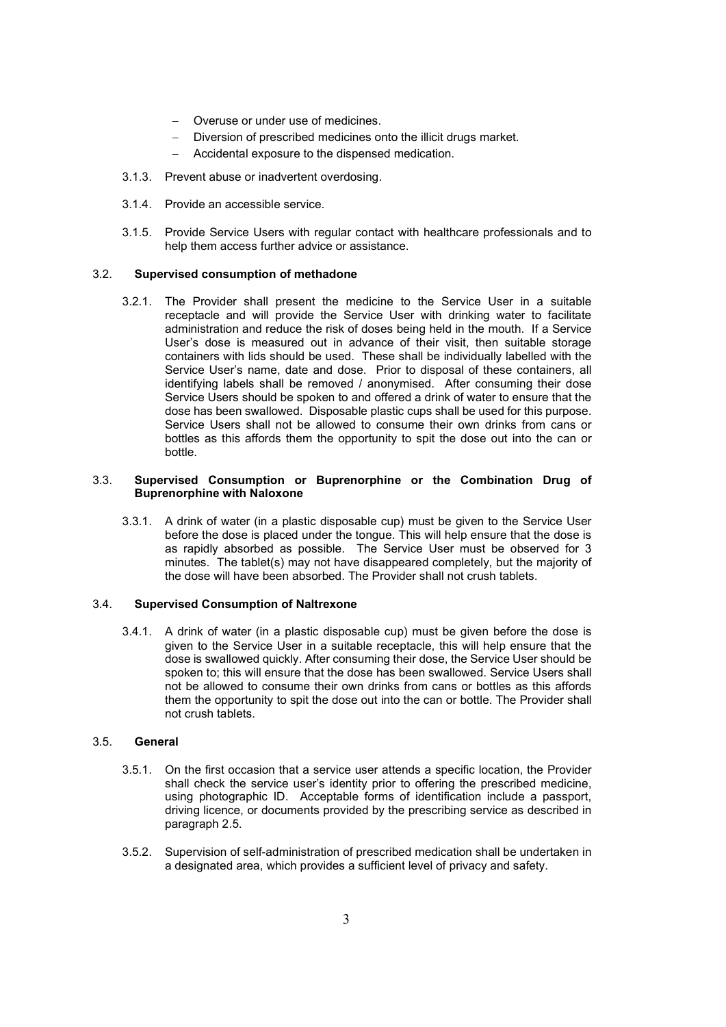- Overuse or under use of medicines.
- Diversion of prescribed medicines onto the illicit drugs market.
- Accidental exposure to the dispensed medication.

3.1.3. Prevent abuse or inadvertent overdosing.

3.1.4. Provide an accessible service.

3.1.5. Provide Service Users with regular contact with healthcare professionals and to help them access further advice or assistance.

### 3.2. Supervised consumption of methadone

3.2.1. The Provider shall present the medicine to the Service User in a suitable receptacle and will provide the Service User with drinking water to facilitate administration and reduce the risk of doses being held in the mouth. If a Service User's dose is measured out in advance of their visit, then suitable storage containers with lids should be used. These shall be individually labelled with the Service User's name, date and dose. Prior to disposal of these containers, all identifying labels shall be removed / anonymised. After consuming their dose Service Users should be spoken to and offered a drink of water to ensure that the dose has been swallowed. Disposable plastic cups shall be used for this purpose. Service Users shall not be allowed to consume their own drinks from cans or bottles as this affords them the opportunity to spit the dose out into the can or bottle.

### 3.3. Supervised Consumption or Buprenorphine or the Combination Drug of Buprenorphine with Naloxone

3.3.1. A drink of water (in a plastic disposable cup) must be given to the Service User before the dose is placed under the tongue. This will help ensure that the dose is as rapidly absorbed as possible. The Service User must be observed for 3 minutes. The tablet(s) may not have disappeared completely, but the majority of the dose will have been absorbed. The Provider shall not crush tablets.

### 3.4. Supervised Consumption of Naltrexone

3.4.1. A drink of water (in a plastic disposable cup) must be given before the dose is given to the Service User in a suitable receptacle, this will help ensure that the dose is swallowed quickly. After consuming their dose, the Service User should be spoken to; this will ensure that the dose has been swallowed. Service Users shall not be allowed to consume their own drinks from cans or bottles as this affords them the opportunity to spit the dose out into the can or bottle. The Provider shall not crush tablets.

### 3.5. General

3.5.1. On the first occasion that a service user attends a specific location, the Provider shall check the service user's identity prior to offering the prescribed medicine, using photographic ID. Acceptable forms of identification include a passport, driving licence, or documents provided by the prescribing service as described in paragraph 2.5.

3.5.2. Supervision of self-administration of prescribed medication shall be undertaken in a designated area, which provides a sufficient level of privacy and safety.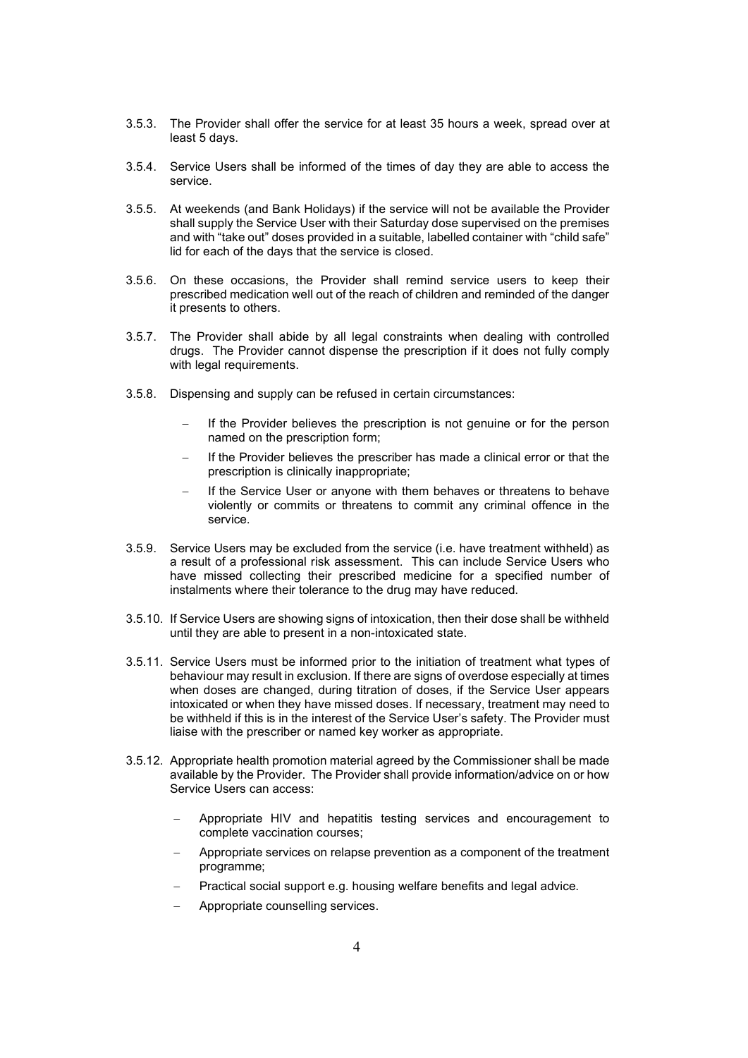3.5.3. The Provider shall offer the service for at least 35 hours a week, spread over at least 5 days.

3.5.4. Service Users shall be informed of the times of day they are able to access the service.

3.5.5. At weekends (and Bank Holidays) if the service will not be available the Provider shall supply the Service User with their Saturday dose supervised on the premises and with "take out" doses provided in a suitable, labelled container with "child safe" lid for each of the days that the service is closed.

3.5.6. On these occasions, the Provider shall remind service users to keep their prescribed medication well out of the reach of children and reminded of the danger it presents to others.

3.5.7. The Provider shall abide by all legal constraints when dealing with controlled drugs. The Provider cannot dispense the prescription if it does not fully comply with legal requirements.

3.5.8. Dispensing and supply can be refused in certain circumstances:

- If the Provider believes the prescription is not genuine or for the person named on the prescription form;
- If the Provider believes the prescriber has made a clinical error or that the prescription is clinically inappropriate;
- If the Service User or anyone with them behaves or threatens to behave violently or commits or threatens to commit any criminal offence in the service.

3.5.9. Service Users may be excluded from the service (i.e. have treatment withheld) as a result of a professional risk assessment. This can include Service Users who have missed collecting their prescribed medicine for a specified number of instalments where their tolerance to the drug may have reduced.

3.5.10. If Service Users are showing signs of intoxication, then their dose shall be withheld until they are able to present in a non-intoxicated state.

3.5.11. Service Users must be informed prior to the initiation of treatment what types of behaviour may result in exclusion. If there are signs of overdose especially at times when doses are changed, during titration of doses, if the Service User appears intoxicated or when they have missed doses. If necessary, treatment may need to be withheld if this is in the interest of the Service User's safety. The Provider must liaise with the prescriber or named key worker as appropriate.

3.5.12. Appropriate health promotion material agreed by the Commissioner shall be made available by the Provider. The Provider shall provide information/advice on or how Service Users can access:

- Appropriate HIV and hepatitis testing services and encouragement to complete vaccination courses;
- Appropriate services on relapse prevention as a component of the treatment programme;
- Practical social support e.g. housing welfare benefits and legal advice.
- Appropriate counselling services.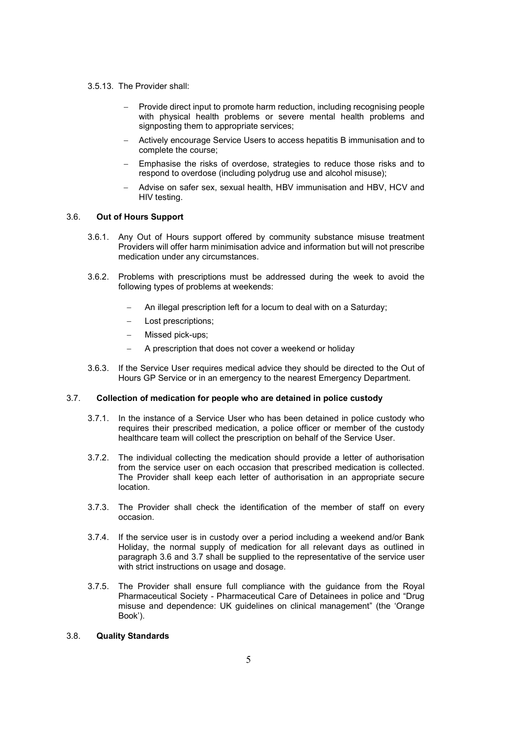3.5.13. The Provider shall:

- Provide direct input to promote harm reduction, including recognising people with physical health problems or severe mental health problems and signposting them to appropriate services;
- Actively encourage Service Users to access hepatitis B immunisation and to complete the course;
- Emphasise the risks of overdose, strategies to reduce those risks and to respond to overdose (including polydrug use and alcohol misuse);
- Advise on safer sex, sexual health, HBV immunisation and HBV, HCV and HIV testing.

### 3.6. Out of Hours Support

3.6.1. Any Out of Hours support offered by community substance misuse treatment Providers will offer harm minimisation advice and information but will not prescribe medication under any circumstances.

3.6.2. Problems with prescriptions must be addressed during the week to avoid the following types of problems at weekends:

- An illegal prescription left for a locum to deal with on a Saturday;
- Lost prescriptions;
- Missed pick-ups;
- A prescription that does not cover a weekend or holiday

3.6.3. If the Service User requires medical advice they should be directed to the Out of Hours GP Service or in an emergency to the nearest Emergency Department.

### 3.7. Collection of medication for people who are detained in police custody

3.7.1. In the instance of a Service User who has been detained in police custody who requires their prescribed medication, a police officer or member of the custody healthcare team will collect the prescription on behalf of the Service User.

3.7.2. The individual collecting the medication should provide a letter of authorisation from the service user on each occasion that prescribed medication is collected. The Provider shall keep each letter of authorisation in an appropriate secure location.

3.7.3. The Provider shall check the identification of the member of staff on every occasion.

3.7.4. If the service user is in custody over a period including a weekend and/or Bank Holiday, the normal supply of medication for all relevant days as outlined in paragraph 3.6 and 3.7 shall be supplied to the representative of the service user with strict instructions on usage and dosage.

3.7.5. The Provider shall ensure full compliance with the guidance from the Royal Pharmaceutical Society - Pharmaceutical Care of Detainees in police and "Drug misuse and dependence: UK guidelines on clinical management" (the 'Orange Book').

### 3.8. Quality Standards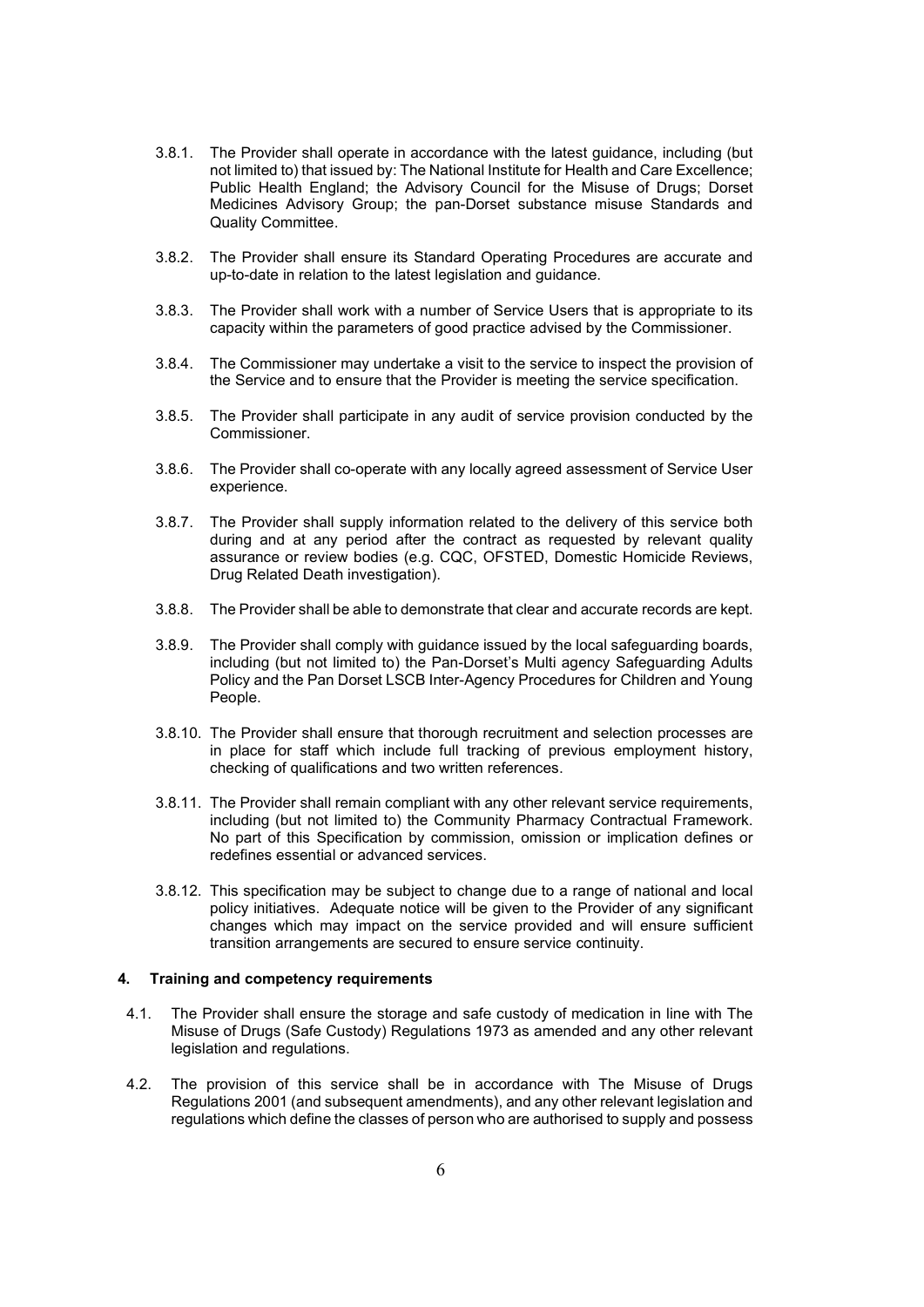3.8.1. The Provider shall operate in accordance with the latest guidance, including (but not limited to) that issued by: The National Institute for Health and Care Excellence; Public Health England; the Advisory Council for the Misuse of Drugs; Dorset Medicines Advisory Group; the pan-Dorset substance misuse Standards and Quality Committee.

3.8.2. The Provider shall ensure its Standard Operating Procedures are accurate and up-to-date in relation to the latest legislation and guidance.

3.8.3. The Provider shall work with a number of Service Users that is appropriate to its capacity within the parameters of good practice advised by the Commissioner.

3.8.4. The Commissioner may undertake a visit to the service to inspect the provision of the Service and to ensure that the Provider is meeting the service specification.

3.8.5. The Provider shall participate in any audit of service provision conducted by the Commissioner.

3.8.6. The Provider shall co-operate with any locally agreed assessment of Service User experience.

3.8.7. The Provider shall supply information related to the delivery of this service both during and at any period after the contract as requested by relevant quality assurance or review bodies (e.g. CQC, OFSTED, Domestic Homicide Reviews, Drug Related Death investigation).

3.8.8. The Provider shall be able to demonstrate that clear and accurate records are kept.

3.8.9. The Provider shall comply with guidance issued by the local safeguarding boards, including (but not limited to) the Pan-Dorset's Multi agency Safeguarding Adults Policy and the Pan Dorset LSCB Inter-Agency Procedures for Children and Young People.

3.8.10. The Provider shall ensure that thorough recruitment and selection processes are in place for staff which include full tracking of previous employment history, checking of qualifications and two written references.

3.8.11. The Provider shall remain compliant with any other relevant service requirements, including (but not limited to) the Community Pharmacy Contractual Framework. No part of this Specification by commission, omission or implication defines or redefines essential or advanced services.

3.8.12. This specification may be subject to change due to a range of national and local policy initiatives. Adequate notice will be given to the Provider of any significant changes which may impact on the service provided and will ensure sufficient transition arrangements are secured to ensure service continuity.

## 4. Training and competency requirements

4.1. The Provider shall ensure the storage and safe custody of medication in line with The Misuse of Drugs (Safe Custody) Regulations 1973 as amended and any other relevant legislation and regulations.

4.2. The provision of this service shall be in accordance with The Misuse of Drugs Regulations 2001 (and subsequent amendments), and any other relevant legislation and regulations which define the classes of person who are authorised to supply and possess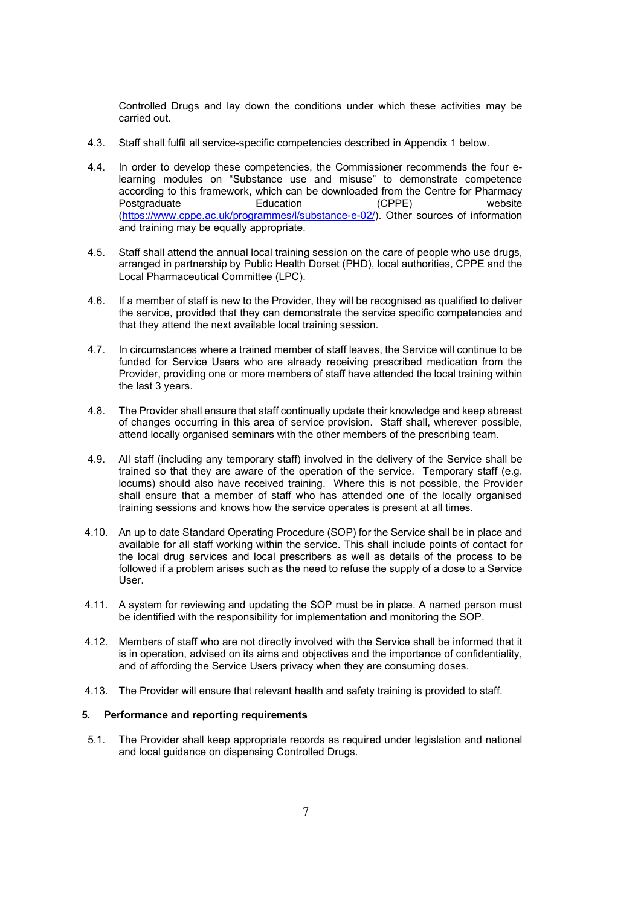Controlled Drugs and lay down the conditions under which these activities may be carried out.

4.3. Staff shall fulfil all service-specific competencies described in Appendix 1 below.

4.4. In order to develop these competencies, the Commissioner recommends the four e-learning modules on “Substance use and misuse” to demonstrate competence according to this framework, which can be downloaded from the Centre for Pharmacy Postgraduate Education (CPPE) website (https://www.cppe.ac.uk/programmes/l/substance-e-02/). Other sources of information and training may be equally appropriate.

4.5. Staff shall attend the annual local training session on the care of people who use drugs, arranged in partnership by Public Health Dorset (PHD), local authorities, CPPE and the Local Pharmaceutical Committee (LPC).

4.6. If a member of staff is new to the Provider, they will be recognised as qualified to deliver the service, provided that they can demonstrate the service specific competencies and that they attend the next available local training session.

4.7. In circumstances where a trained member of staff leaves, the Service will continue to be funded for Service Users who are already receiving prescribed medication from the Provider, providing one or more members of staff have attended the local training within the last 3 years.

4.8. The Provider shall ensure that staff continually update their knowledge and keep abreast of changes occurring in this area of service provision. Staff shall, wherever possible, attend locally organised seminars with the other members of the prescribing team.

4.9. All staff (including any temporary staff) involved in the delivery of the Service shall be trained so that they are aware of the operation of the service. Temporary staff (e.g. locums) should also have received training. Where this is not possible, the Provider shall ensure that a member of staff who has attended one of the locally organised training sessions and knows how the service operates is present at all times.

4.10. An up to date Standard Operating Procedure (SOP) for the Service shall be in place and available for all staff working within the service. This shall include points of contact for the local drug services and local prescribers as well as details of the process to be followed if a problem arises such as the need to refuse the supply of a dose to a Service User.

4.11. A system for reviewing and updating the SOP must be in place. A named person must be identified with the responsibility for implementation and monitoring the SOP.

4.12. Members of staff who are not directly involved with the Service shall be informed that it is in operation, advised on its aims and objectives and the importance of confidentiality, and of affording the Service Users privacy when they are consuming doses.

4.13. The Provider will ensure that relevant health and safety training is provided to staff.

## 5. Performance and reporting requirements

5.1. The Provider shall keep appropriate records as required under legislation and national and local guidance on dispensing Controlled Drugs.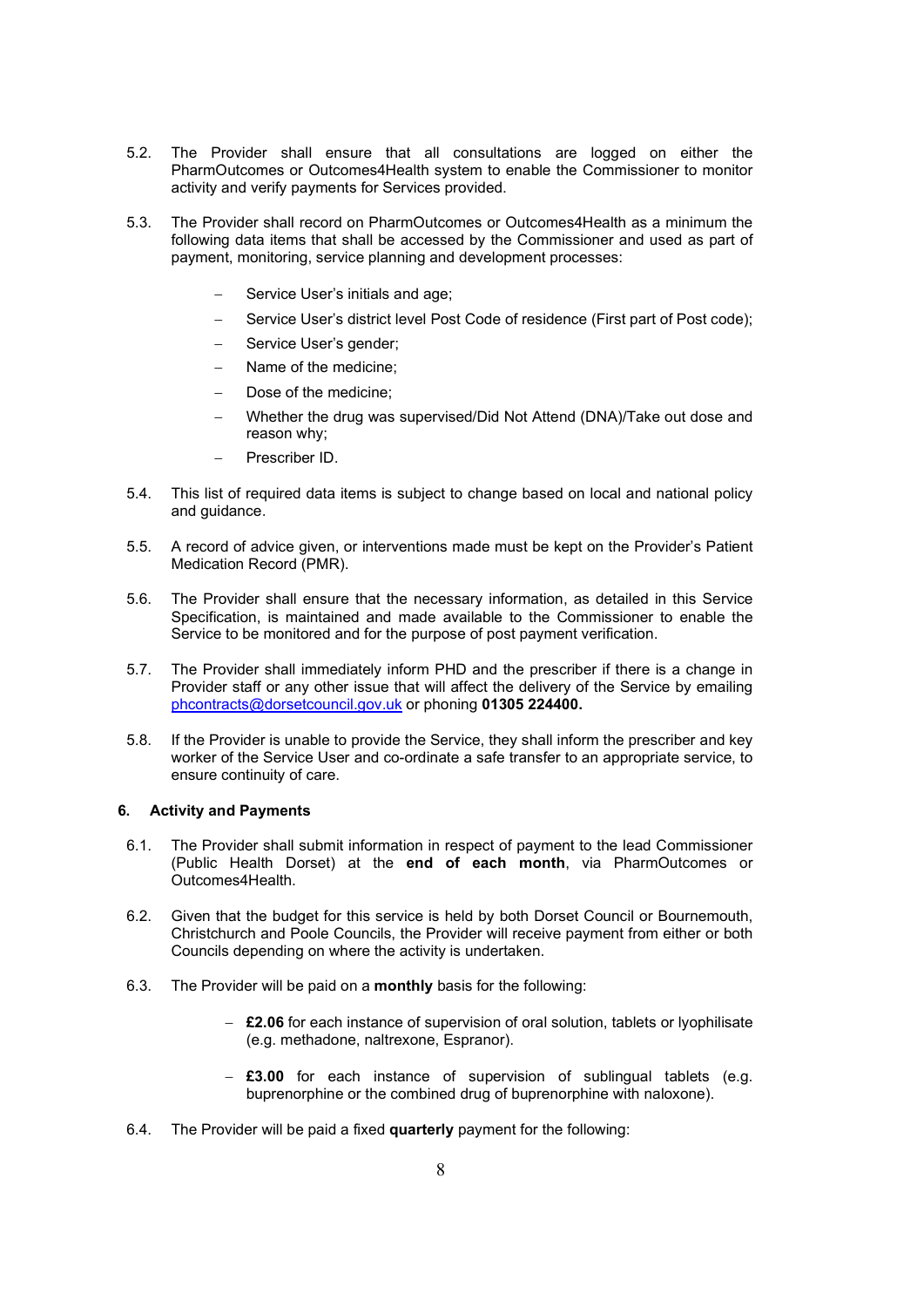5.2. The Provider shall ensure that all consultations are logged on either the PharmOutcomes or Outcomes4Health system to enable the Commissioner to monitor activity and verify payments for Services provided.

5.3. The Provider shall record on PharmOutcomes or Outcomes4Health as a minimum the following data items that shall be accessed by the Commissioner and used as part of payment, monitoring, service planning and development processes:

- Service User's initials and age;
- Service User's district level Post Code of residence (First part of Post code);
- Service User's gender;
- Name of the medicine;
- Dose of the medicine;
- Whether the drug was supervised/Did Not Attend (DNA)/Take out dose and reason why;
- Prescriber ID.

5.4. This list of required data items is subject to change based on local and national policy and guidance.

5.5. A record of advice given, or interventions made must be kept on the Provider's Patient Medication Record (PMR).

5.6. The Provider shall ensure that the necessary information, as detailed in this Service Specification, is maintained and made available to the Commissioner to enable the Service to be monitored and for the purpose of post payment verification.

5.7. The Provider shall immediately inform PHD and the prescriber if there is a change in Provider staff or any other issue that will affect the delivery of the Service by emailing phcontracts@dorsetcouncil.gov.uk or phoning **01305 224400.**

5.8. If the Provider is unable to provide the Service, they shall inform the prescriber and key worker of the Service User and co-ordinate a safe transfer to an appropriate service, to ensure continuity of care.

### 6. Activity and Payments

6.1. The Provider shall submit information in respect of payment to the lead Commissioner (Public Health Dorset) at the **end of each month**, via PharmOutcomes or Outcomes4Health.

6.2. Given that the budget for this service is held by both Dorset Council or Bournemouth, Christchurch and Poole Councils, the Provider will receive payment from either or both Councils depending on where the activity is undertaken.

6.3. The Provider will be paid on a **monthly** basis for the following:

- **£2.06** for each instance of supervision of oral solution, tablets or lyophilisate (e.g. methadone, naltrexone, Espranor).
- **£3.00** for each instance of supervision of sublingual tablets (e.g. buprenorphine or the combined drug of buprenorphine with naloxone).

6.4. The Provider will be paid a fixed **quarterly** payment for the following: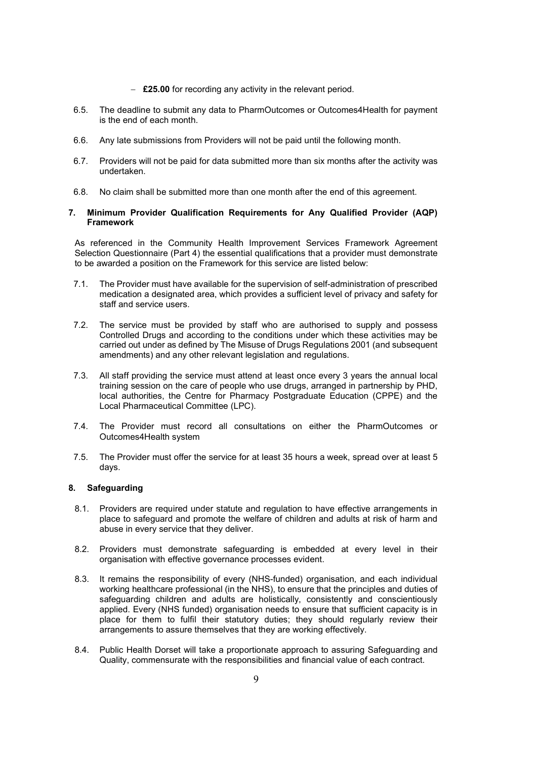- **£25.00** for recording any activity in the relevant period.

6.5. The deadline to submit any data to PharmOutcomes or Outcomes4Health for payment is the end of each month.

6.6. Any late submissions from Providers will not be paid until the following month.

6.7. Providers will not be paid for data submitted more than six months after the activity was undertaken.

6.8. No claim shall be submitted more than one month after the end of this agreement.

## 7. Minimum Provider Qualification Requirements for Any Qualified Provider (AQP) Framework

As referenced in the Community Health Improvement Services Framework Agreement Selection Questionnaire (Part 4) the essential qualifications that a provider must demonstrate to be awarded a position on the Framework for this service are listed below:

7.1. The Provider must have available for the supervision of self-administration of prescribed medication a designated area, which provides a sufficient level of privacy and safety for staff and service users.

7.2. The service must be provided by staff who are authorised to supply and possess Controlled Drugs and according to the conditions under which these activities may be carried out under as defined by The Misuse of Drugs Regulations 2001 (and subsequent amendments) and any other relevant legislation and regulations.

7.3. All staff providing the service must attend at least once every 3 years the annual local training session on the care of people who use drugs, arranged in partnership by PHD, local authorities, the Centre for Pharmacy Postgraduate Education (CPPE) and the Local Pharmaceutical Committee (LPC).

7.4. The Provider must record all consultations on either the PharmOutcomes or Outcomes4Health system

7.5. The Provider must offer the service for at least 35 hours a week, spread over at least 5 days.

## 8. Safeguarding

8.1. Providers are required under statute and regulation to have effective arrangements in place to safeguard and promote the welfare of children and adults at risk of harm and abuse in every service that they deliver.

8.2. Providers must demonstrate safeguarding is embedded at every level in their organisation with effective governance processes evident.

8.3. It remains the responsibility of every (NHS-funded) organisation, and each individual working healthcare professional (in the NHS), to ensure that the principles and duties of safeguarding children and adults are holistically, consistently and conscientiously applied. Every (NHS funded) organisation needs to ensure that sufficient capacity is in place for them to fulfil their statutory duties; they should regularly review their arrangements to assure themselves that they are working effectively.

8.4. Public Health Dorset will take a proportionate approach to assuring Safeguarding and Quality, commensurate with the responsibilities and financial value of each contract.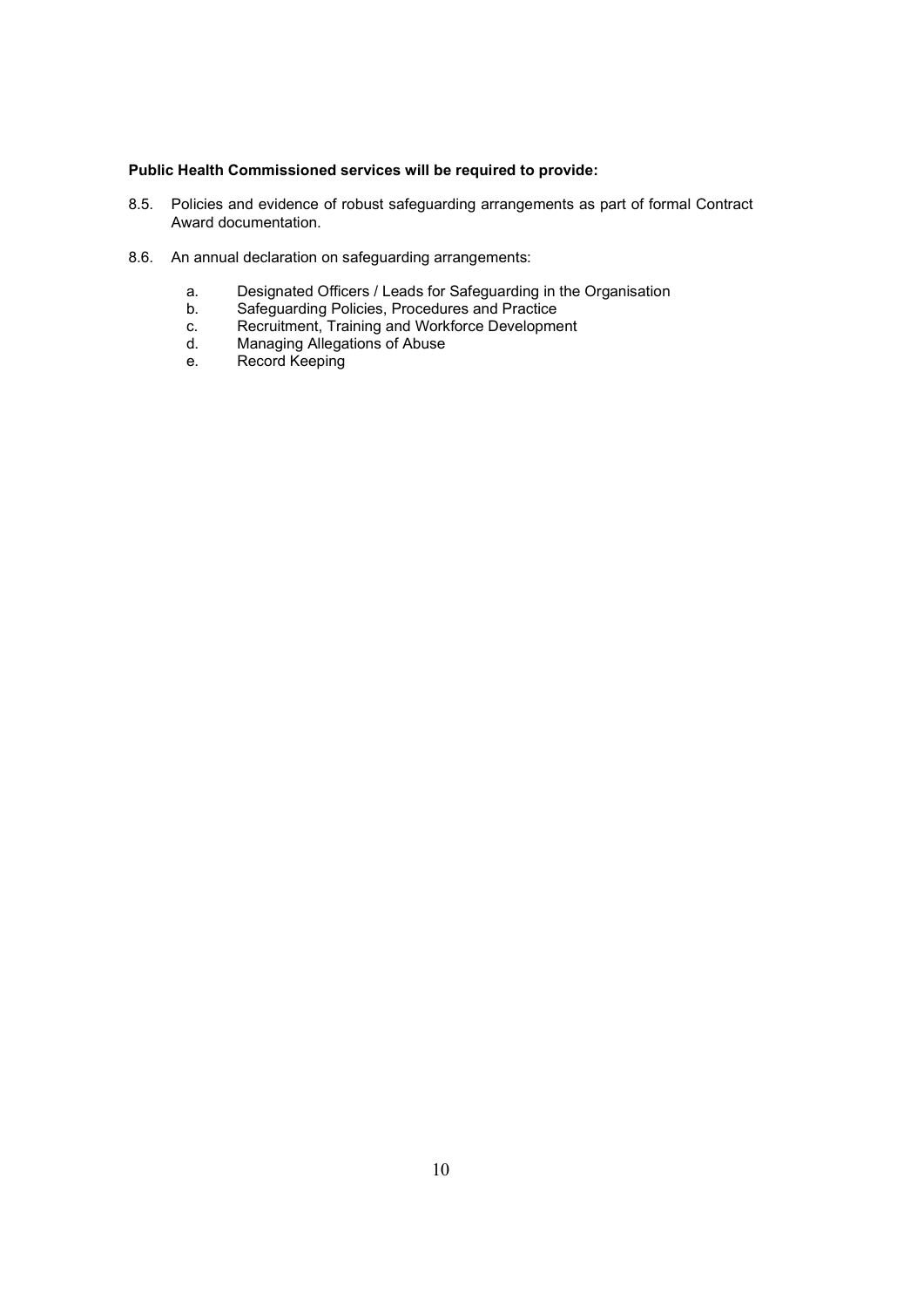**Public Health Commissioned services will be required to provide:**

8.5. Policies and evidence of robust safeguarding arrangements as part of formal Contract Award documentation.

8.6. An annual declaration on safeguarding arrangements:

   a. Designated Officers / Leads for Safeguarding in the Organisation
   b. Safeguarding Policies, Procedures and Practice
   c. Recruitment, Training and Workforce Development
   d. Managing Allegations of Abuse
   e. Record Keeping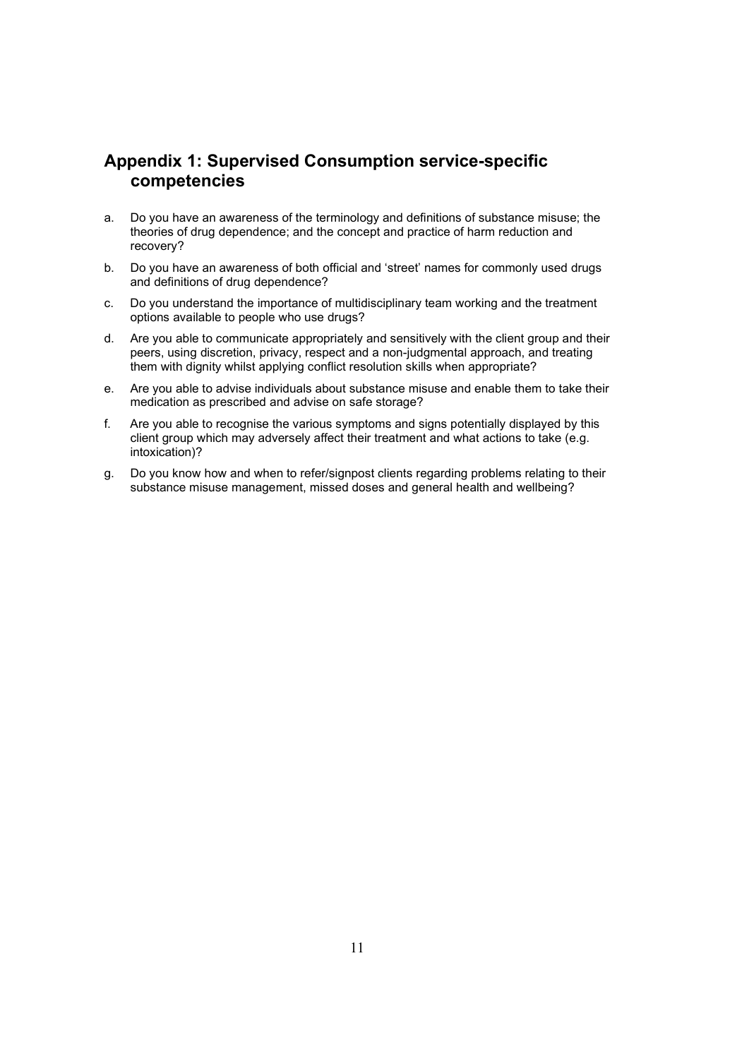## Appendix 1: Supervised Consumption service-specific competencies

a. Do you have an awareness of the terminology and definitions of substance misuse; the theories of drug dependence; and the concept and practice of harm reduction and recovery?

b. Do you have an awareness of both official and 'street' names for commonly used drugs and definitions of drug dependence?

c. Do you understand the importance of multidisciplinary team working and the treatment options available to people who use drugs?

d. Are you able to communicate appropriately and sensitively with the client group and their peers, using discretion, privacy, respect and a non-judgmental approach, and treating them with dignity whilst applying conflict resolution skills when appropriate?

e. Are you able to advise individuals about substance misuse and enable them to take their medication as prescribed and advise on safe storage?

f. Are you able to recognise the various symptoms and signs potentially displayed by this client group which may adversely affect their treatment and what actions to take (e.g. intoxication)?

g. Do you know how and when to refer/signpost clients regarding problems relating to their substance misuse management, missed doses and general health and wellbeing?